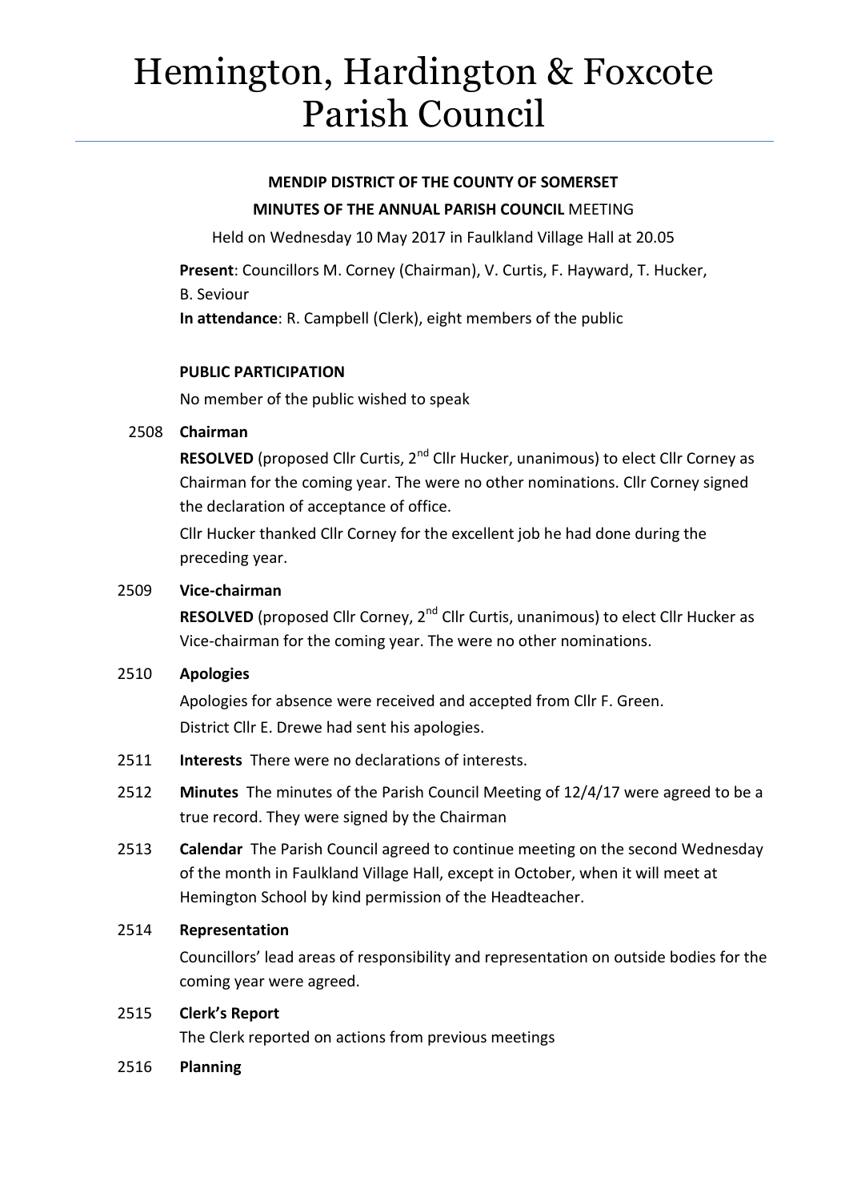# Hemington, Hardington & Foxcote Parish Council

**MENDIP DISTRICT OF THE COUNTY OF SOMERSET**

**MINUTES OF THE ANNUAL PARISH COUNCIL** MEETING

Held on Wednesday 10 May 2017 in Faulkland Village Hall at 20.05

**Present**: Councillors M. Corney (Chairman), V. Curtis, F. Hayward, T. Hucker, B. Seviour

**In attendance**: R. Campbell (Clerk), eight members of the public

**PUBLIC PARTICIPATION**

No member of the public wished to speak

2508 **Chairman**

**RESOLVED** (proposed Cllr Curtis, 2nd Cllr Hucker, unanimous) to elect Cllr Corney as Chairman for the coming year. The were no other nominations. Cllr Corney signed the declaration of acceptance of office.

Cllr Hucker thanked Cllr Corney for the excellent job he had done during the preceding year.

2509 **Vice-chairman**

**RESOLVED** (proposed Cllr Corney, 2nd Cllr Curtis, unanimous) to elect Cllr Hucker as Vice-chairman for the coming year. The were no other nominations.

2510 **Apologies**

Apologies for absence were received and accepted from Cllr F. Green.
District Cllr E. Drewe had sent his apologies.

2511 **Interests** There were no declarations of interests.

2512 **Minutes** The minutes of the Parish Council Meeting of 12/4/17 were agreed to be a true record. They were signed by the Chairman

2513 **Calendar** The Parish Council agreed to continue meeting on the second Wednesday of the month in Faulkland Village Hall, except in October, when it will meet at Hemington School by kind permission of the Headteacher.

2514 **Representation**

Councillors' lead areas of responsibility and representation on outside bodies for the coming year were agreed.

2515 **Clerk's Report**

The Clerk reported on actions from previous meetings

2516 **Planning**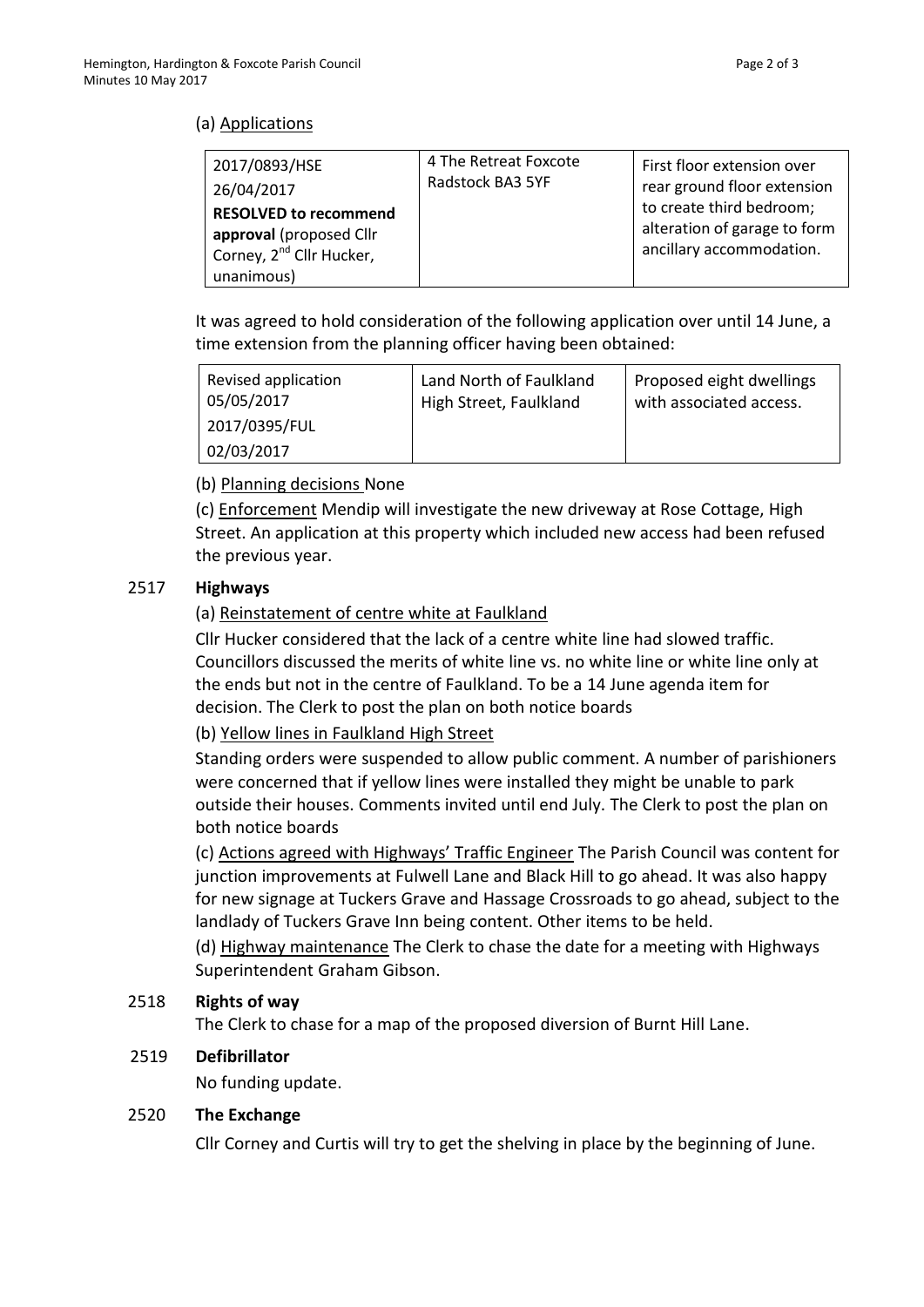(a) Applications

| 2017/0893/HSE<br>26/04/2017<br>**RESOLVED to recommend approval** (proposed Cllr Corney, 2nd Cllr Hucker, unanimous) | 4 The Retreat Foxcote Radstock BA3 5YF | First floor extension over rear ground floor extension to create third bedroom; alteration of garage to form ancillary accommodation. |
|---|---|---|

It was agreed to hold consideration of the following application over until 14 June, a time extension from the planning officer having been obtained:

| Revised application 05/05/2017<br>2017/0395/FUL<br>02/03/2017 | Land North of Faulkland High Street, Faulkland | Proposed eight dwellings with associated access. |
|---|---|---|

(b) Planning decisions None

(c) Enforcement Mendip will investigate the new driveway at Rose Cottage, High Street. An application at this property which included new access had been refused the previous year.

**2517 Highways**

(a) Reinstatement of centre white at Faulkland

Cllr Hucker considered that the lack of a centre white line had slowed traffic. Councillors discussed the merits of white line vs. no white line or white line only at the ends but not in the centre of Faulkland. To be a 14 June agenda item for decision. The Clerk to post the plan on both notice boards

(b) Yellow lines in Faulkland High Street

Standing orders were suspended to allow public comment. A number of parishioners were concerned that if yellow lines were installed they might be unable to park outside their houses. Comments invited until end July. The Clerk to post the plan on both notice boards

(c) Actions agreed with Highways' Traffic Engineer The Parish Council was content for junction improvements at Fulwell Lane and Black Hill to go ahead. It was also happy for new signage at Tuckers Grave and Hassage Crossroads to go ahead, subject to the landlady of Tuckers Grave Inn being content. Other items to be held.

(d) Highway maintenance The Clerk to chase the date for a meeting with Highways Superintendent Graham Gibson.

**2518 Rights of way**

The Clerk to chase for a map of the proposed diversion of Burnt Hill Lane.

**2519 Defibrillator**

No funding update.

**2520 The Exchange**

Cllr Corney and Curtis will try to get the shelving in place by the beginning of June.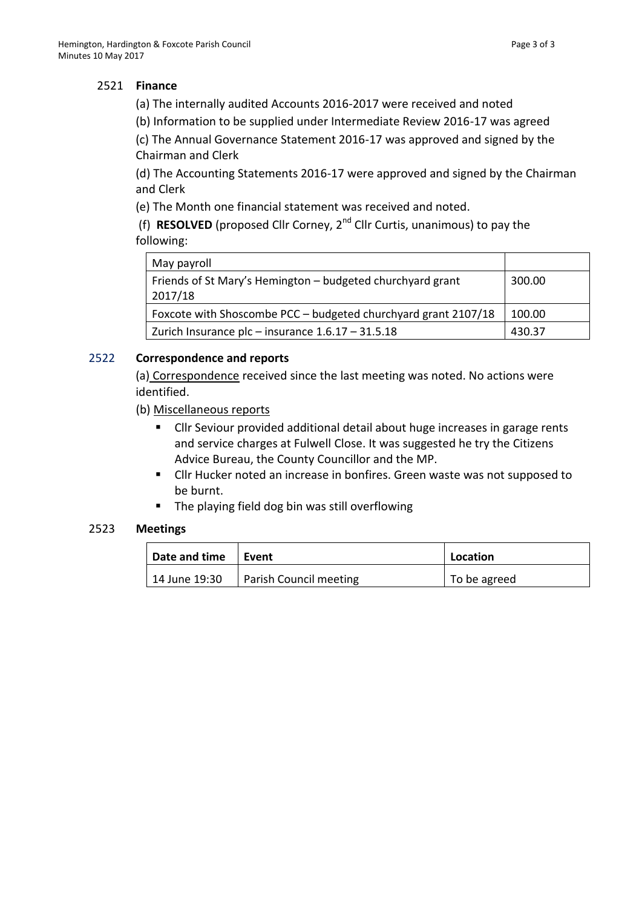## 2521 Finance

(a) The internally audited Accounts 2016-2017 were received and noted

(b) Information to be supplied under Intermediate Review 2016-17 was agreed

(c) The Annual Governance Statement 2016-17 was approved and signed by the Chairman and Clerk

(d) The Accounting Statements 2016-17 were approved and signed by the Chairman and Clerk

(e) The Month one financial statement was received and noted.

(f) **RESOLVED** (proposed Cllr Corney, 2nd Cllr Curtis, unanimous) to pay the following:

| | |
|---|---|
| May payroll | |
| Friends of St Mary's Hemington – budgeted churchyard grant 2017/18 | 300.00 |
| Foxcote with Shoscombe PCC – budgeted churchyard grant 2107/18 | 100.00 |
| Zurich Insurance plc – insurance 1.6.17 – 31.5.18 | 430.37 |

## 2522 Correspondence and reports

(a) Correspondence received since the last meeting was noted. No actions were identified.

(b) Miscellaneous reports

- Cllr Seviour provided additional detail about huge increases in garage rents and service charges at Fulwell Close. It was suggested he try the Citizens Advice Bureau, the County Councillor and the MP.
- Cllr Hucker noted an increase in bonfires. Green waste was not supposed to be burnt.
- The playing field dog bin was still overflowing

## 2523 Meetings

| Date and time | Event | Location |
|---|---|---|
| 14 June 19:30 | Parish Council meeting | To be agreed |